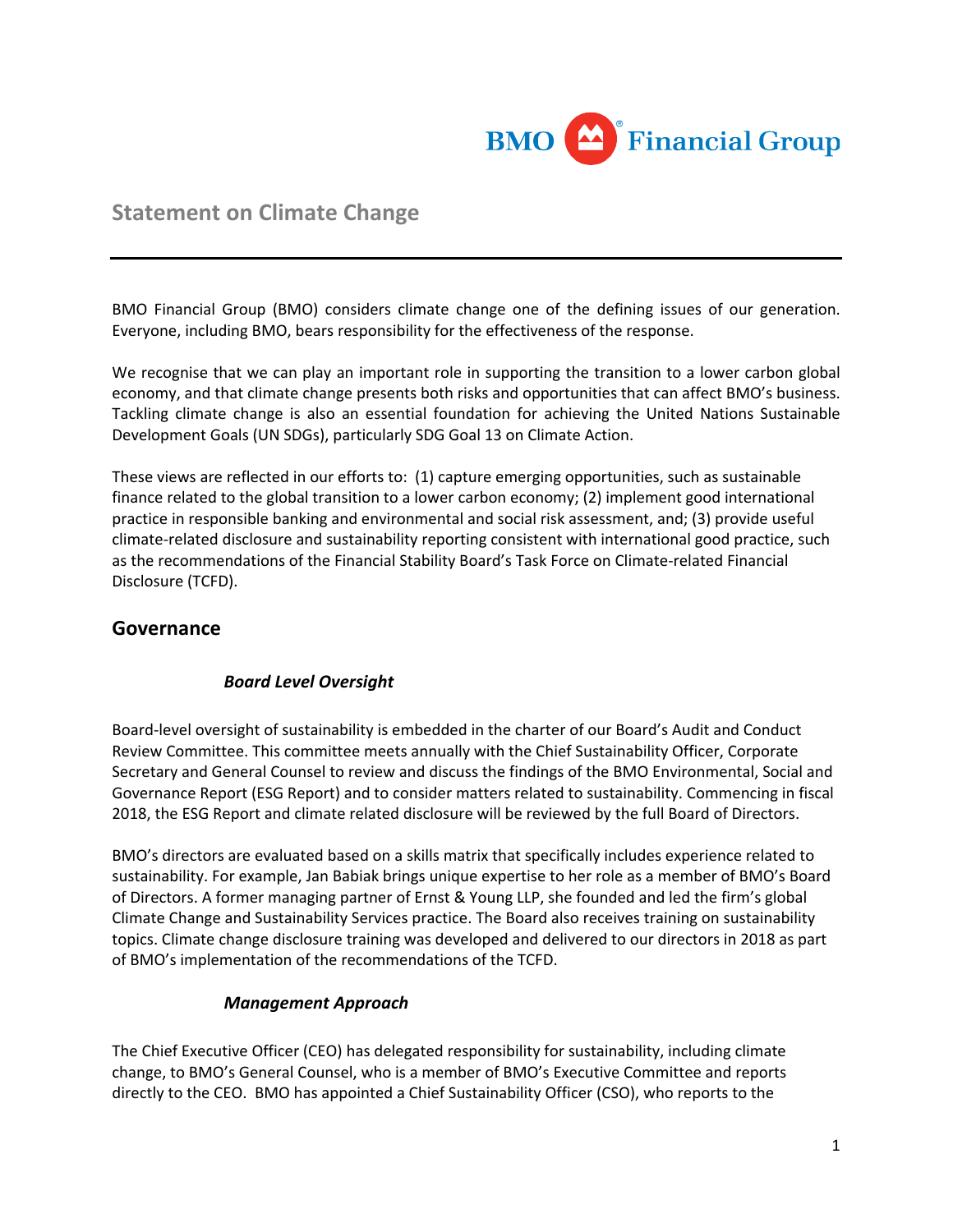BMO Financial Group

# Statement on Climate Change

BMO Financial Group (BMO) considers climate change one of the defining issues of our generation. Everyone, including BMO, bears responsibility for the effectiveness of the response.

We recognise that we can play an important role in supporting the transition to a lower carbon global economy, and that climate change presents both risks and opportunities that can affect BMO's business. Tackling climate change is also an essential foundation for achieving the United Nations Sustainable Development Goals (UN SDGs), particularly SDG Goal 13 on Climate Action.

These views are reflected in our efforts to: (1) capture emerging opportunities, such as sustainable finance related to the global transition to a lower carbon economy; (2) implement good international practice in responsible banking and environmental and social risk assessment, and; (3) provide useful climate-related disclosure and sustainability reporting consistent with international good practice, such as the recommendations of the Financial Stability Board's Task Force on Climate-related Financial Disclosure (TCFD).

## Governance

### *Board Level Oversight*

Board-level oversight of sustainability is embedded in the charter of our Board's Audit and Conduct Review Committee. This committee meets annually with the Chief Sustainability Officer, Corporate Secretary and General Counsel to review and discuss the findings of the BMO Environmental, Social and Governance Report (ESG Report) and to consider matters related to sustainability. Commencing in fiscal 2018, the ESG Report and climate related disclosure will be reviewed by the full Board of Directors.

BMO's directors are evaluated based on a skills matrix that specifically includes experience related to sustainability. For example, Jan Babiak brings unique expertise to her role as a member of BMO's Board of Directors. A former managing partner of Ernst & Young LLP, she founded and led the firm's global Climate Change and Sustainability Services practice. The Board also receives training on sustainability topics. Climate change disclosure training was developed and delivered to our directors in 2018 as part of BMO's implementation of the recommendations of the TCFD.

### *Management Approach*

The Chief Executive Officer (CEO) has delegated responsibility for sustainability, including climate change, to BMO's General Counsel, who is a member of BMO's Executive Committee and reports directly to the CEO. BMO has appointed a Chief Sustainability Officer (CSO), who reports to the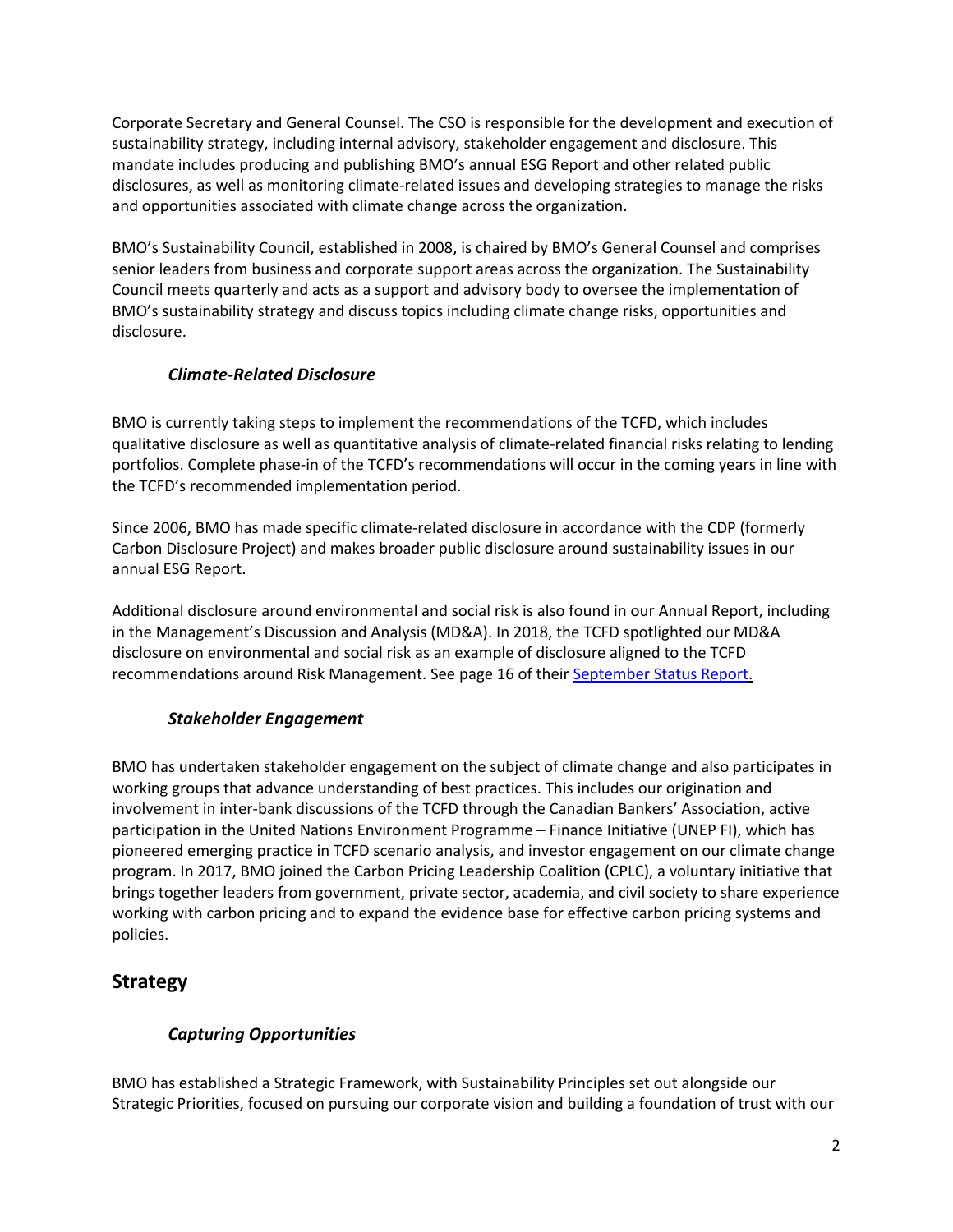Corporate Secretary and General Counsel. The CSO is responsible for the development and execution of sustainability strategy, including internal advisory, stakeholder engagement and disclosure. This mandate includes producing and publishing BMO's annual ESG Report and other related public disclosures, as well as monitoring climate-related issues and developing strategies to manage the risks and opportunities associated with climate change across the organization.

BMO's Sustainability Council, established in 2008, is chaired by BMO's General Counsel and comprises senior leaders from business and corporate support areas across the organization. The Sustainability Council meets quarterly and acts as a support and advisory body to oversee the implementation of BMO's sustainability strategy and discuss topics including climate change risks, opportunities and disclosure.

### *Climate-Related Disclosure*

BMO is currently taking steps to implement the recommendations of the TCFD, which includes qualitative disclosure as well as quantitative analysis of climate-related financial risks relating to lending portfolios. Complete phase-in of the TCFD's recommendations will occur in the coming years in line with the TCFD's recommended implementation period.

Since 2006, BMO has made specific climate-related disclosure in accordance with the CDP (formerly Carbon Disclosure Project) and makes broader public disclosure around sustainability issues in our annual ESG Report.

Additional disclosure around environmental and social risk is also found in our Annual Report, including in the Management's Discussion and Analysis (MD&A). In 2018, the TCFD spotlighted our MD&A disclosure on environmental and social risk as an example of disclosure aligned to the TCFD recommendations around Risk Management. See page 16 of their September Status Report.

### *Stakeholder Engagement*

BMO has undertaken stakeholder engagement on the subject of climate change and also participates in working groups that advance understanding of best practices. This includes our origination and involvement in inter-bank discussions of the TCFD through the Canadian Bankers' Association, active participation in the United Nations Environment Programme – Finance Initiative (UNEP FI), which has pioneered emerging practice in TCFD scenario analysis, and investor engagement on our climate change program. In 2017, BMO joined the Carbon Pricing Leadership Coalition (CPLC), a voluntary initiative that brings together leaders from government, private sector, academia, and civil society to share experience working with carbon pricing and to expand the evidence base for effective carbon pricing systems and policies.

## Strategy

### *Capturing Opportunities*

BMO has established a Strategic Framework, with Sustainability Principles set out alongside our Strategic Priorities, focused on pursuing our corporate vision and building a foundation of trust with our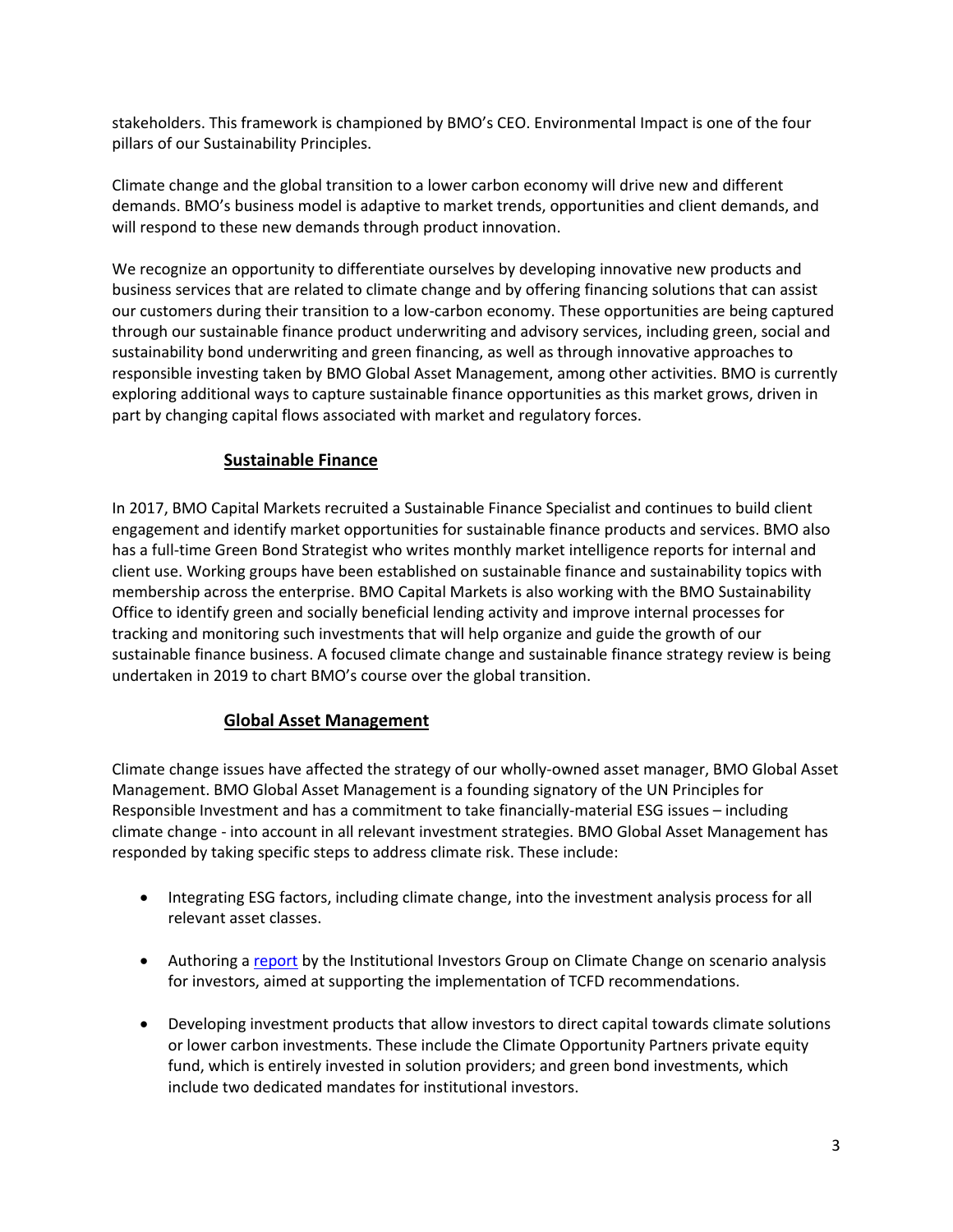stakeholders. This framework is championed by BMO's CEO. Environmental Impact is one of the four pillars of our Sustainability Principles.

Climate change and the global transition to a lower carbon economy will drive new and different demands. BMO's business model is adaptive to market trends, opportunities and client demands, and will respond to these new demands through product innovation.

We recognize an opportunity to differentiate ourselves by developing innovative new products and business services that are related to climate change and by offering financing solutions that can assist our customers during their transition to a low-carbon economy. These opportunities are being captured through our sustainable finance product underwriting and advisory services, including green, social and sustainability bond underwriting and green financing, as well as through innovative approaches to responsible investing taken by BMO Global Asset Management, among other activities. BMO is currently exploring additional ways to capture sustainable finance opportunities as this market grows, driven in part by changing capital flows associated with market and regulatory forces.

### Sustainable Finance

In 2017, BMO Capital Markets recruited a Sustainable Finance Specialist and continues to build client engagement and identify market opportunities for sustainable finance products and services. BMO also has a full-time Green Bond Strategist who writes monthly market intelligence reports for internal and client use. Working groups have been established on sustainable finance and sustainability topics with membership across the enterprise. BMO Capital Markets is also working with the BMO Sustainability Office to identify green and socially beneficial lending activity and improve internal processes for tracking and monitoring such investments that will help organize and guide the growth of our sustainable finance business. A focused climate change and sustainable finance strategy review is being undertaken in 2019 to chart BMO's course over the global transition.

### Global Asset Management

Climate change issues have affected the strategy of our wholly-owned asset manager, BMO Global Asset Management. BMO Global Asset Management is a founding signatory of the UN Principles for Responsible Investment and has a commitment to take financially-material ESG issues – including climate change - into account in all relevant investment strategies. BMO Global Asset Management has responded by taking specific steps to address climate risk. These include:

- Integrating ESG factors, including climate change, into the investment analysis process for all relevant asset classes.
- Authoring a report by the Institutional Investors Group on Climate Change on scenario analysis for investors, aimed at supporting the implementation of TCFD recommendations.
- Developing investment products that allow investors to direct capital towards climate solutions or lower carbon investments. These include the Climate Opportunity Partners private equity fund, which is entirely invested in solution providers; and green bond investments, which include two dedicated mandates for institutional investors.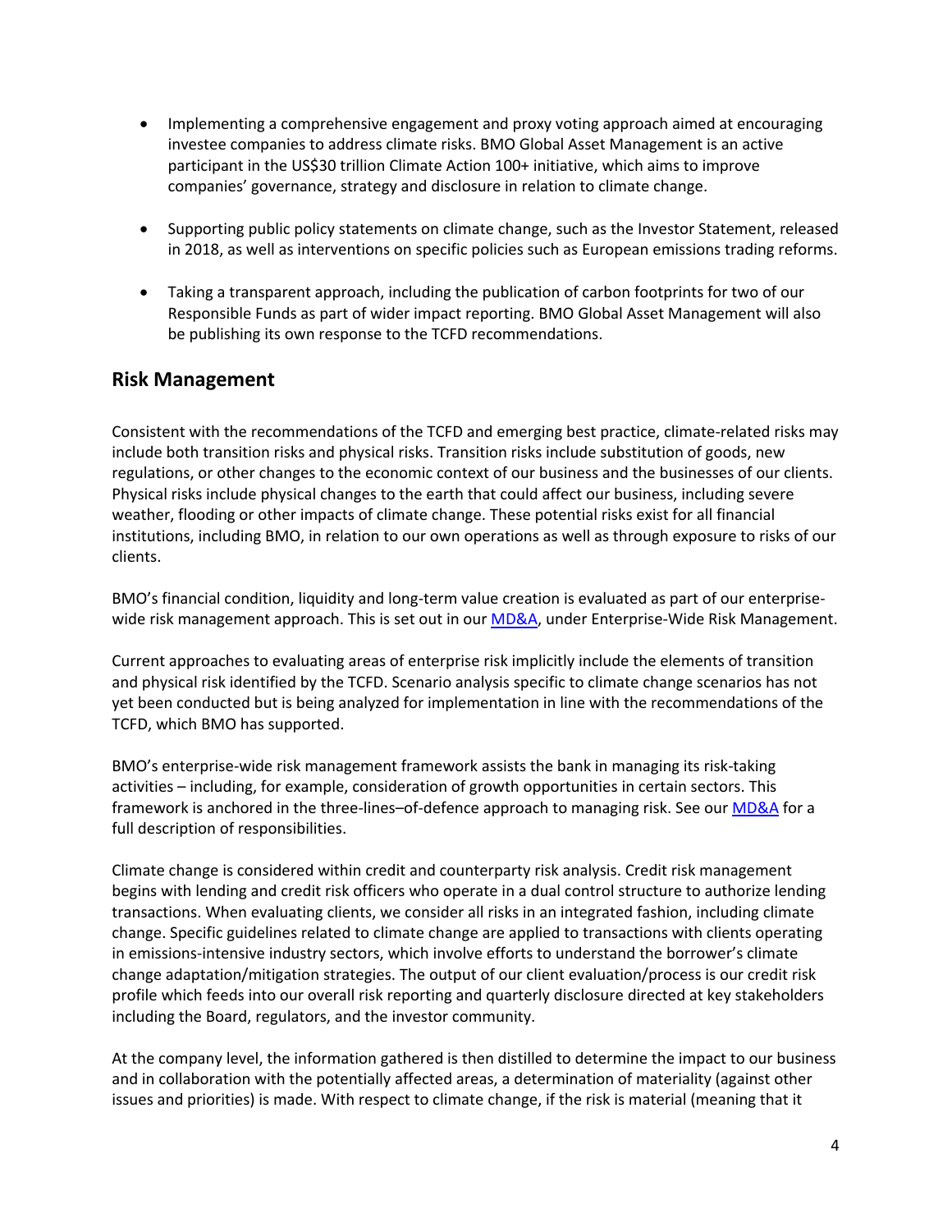- Implementing a comprehensive engagement and proxy voting approach aimed at encouraging investee companies to address climate risks. BMO Global Asset Management is an active participant in the US$30 trillion Climate Action 100+ initiative, which aims to improve companies' governance, strategy and disclosure in relation to climate change.

- Supporting public policy statements on climate change, such as the Investor Statement, released in 2018, as well as interventions on specific policies such as European emissions trading reforms.

- Taking a transparent approach, including the publication of carbon footprints for two of our Responsible Funds as part of wider impact reporting. BMO Global Asset Management will also be publishing its own response to the TCFD recommendations.

## Risk Management

Consistent with the recommendations of the TCFD and emerging best practice, climate-related risks may include both transition risks and physical risks. Transition risks include substitution of goods, new regulations, or other changes to the economic context of our business and the businesses of our clients. Physical risks include physical changes to the earth that could affect our business, including severe weather, flooding or other impacts of climate change. These potential risks exist for all financial institutions, including BMO, in relation to our own operations as well as through exposure to risks of our clients.

BMO's financial condition, liquidity and long-term value creation is evaluated as part of our enterprise-wide risk management approach. This is set out in our [MD&A](), under Enterprise-Wide Risk Management.

Current approaches to evaluating areas of enterprise risk implicitly include the elements of transition and physical risk identified by the TCFD. Scenario analysis specific to climate change scenarios has not yet been conducted but is being analyzed for implementation in line with the recommendations of the TCFD, which BMO has supported.

BMO's enterprise-wide risk management framework assists the bank in managing its risk-taking activities – including, for example, consideration of growth opportunities in certain sectors. This framework is anchored in the three-lines–of-defence approach to managing risk. See our [MD&A]() for a full description of responsibilities.

Climate change is considered within credit and counterparty risk analysis. Credit risk management begins with lending and credit risk officers who operate in a dual control structure to authorize lending transactions. When evaluating clients, we consider all risks in an integrated fashion, including climate change. Specific guidelines related to climate change are applied to transactions with clients operating in emissions-intensive industry sectors, which involve efforts to understand the borrower's climate change adaptation/mitigation strategies. The output of our client evaluation/process is our credit risk profile which feeds into our overall risk reporting and quarterly disclosure directed at key stakeholders including the Board, regulators, and the investor community.

At the company level, the information gathered is then distilled to determine the impact to our business and in collaboration with the potentially affected areas, a determination of materiality (against other issues and priorities) is made. With respect to climate change, if the risk is material (meaning that it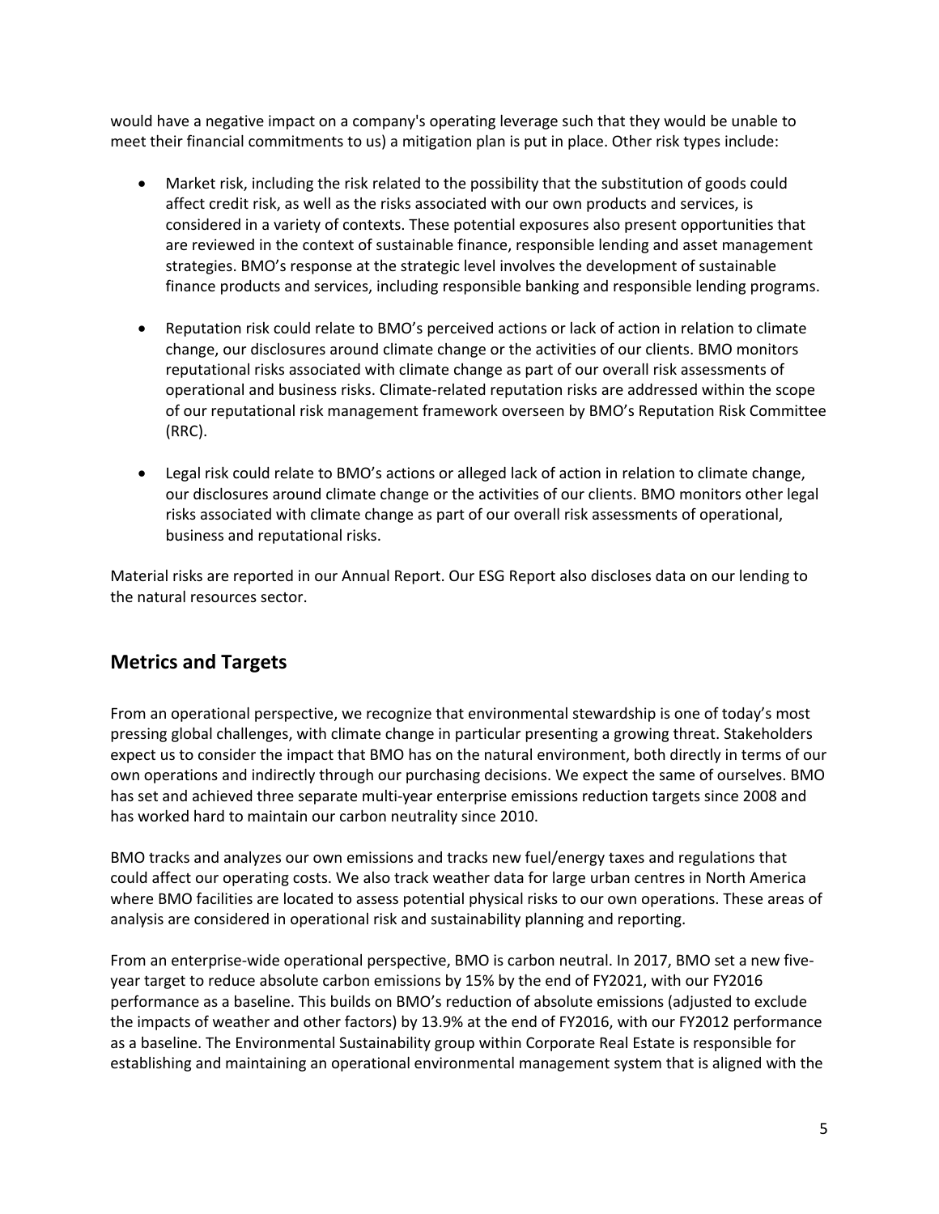would have a negative impact on a company's operating leverage such that they would be unable to meet their financial commitments to us) a mitigation plan is put in place. Other risk types include:

- Market risk, including the risk related to the possibility that the substitution of goods could affect credit risk, as well as the risks associated with our own products and services, is considered in a variety of contexts. These potential exposures also present opportunities that are reviewed in the context of sustainable finance, responsible lending and asset management strategies. BMO's response at the strategic level involves the development of sustainable finance products and services, including responsible banking and responsible lending programs.

- Reputation risk could relate to BMO's perceived actions or lack of action in relation to climate change, our disclosures around climate change or the activities of our clients. BMO monitors reputational risks associated with climate change as part of our overall risk assessments of operational and business risks. Climate-related reputation risks are addressed within the scope of our reputational risk management framework overseen by BMO's Reputation Risk Committee (RRC).

- Legal risk could relate to BMO's actions or alleged lack of action in relation to climate change, our disclosures around climate change or the activities of our clients. BMO monitors other legal risks associated with climate change as part of our overall risk assessments of operational, business and reputational risks.

Material risks are reported in our Annual Report. Our ESG Report also discloses data on our lending to the natural resources sector.

## Metrics and Targets

From an operational perspective, we recognize that environmental stewardship is one of today's most pressing global challenges, with climate change in particular presenting a growing threat. Stakeholders expect us to consider the impact that BMO has on the natural environment, both directly in terms of our own operations and indirectly through our purchasing decisions. We expect the same of ourselves. BMO has set and achieved three separate multi-year enterprise emissions reduction targets since 2008 and has worked hard to maintain our carbon neutrality since 2010.

BMO tracks and analyzes our own emissions and tracks new fuel/energy taxes and regulations that could affect our operating costs. We also track weather data for large urban centres in North America where BMO facilities are located to assess potential physical risks to our own operations. These areas of analysis are considered in operational risk and sustainability planning and reporting.

From an enterprise-wide operational perspective, BMO is carbon neutral. In 2017, BMO set a new five-year target to reduce absolute carbon emissions by 15% by the end of FY2021, with our FY2016 performance as a baseline. This builds on BMO's reduction of absolute emissions (adjusted to exclude the impacts of weather and other factors) by 13.9% at the end of FY2016, with our FY2012 performance as a baseline. The Environmental Sustainability group within Corporate Real Estate is responsible for establishing and maintaining an operational environmental management system that is aligned with the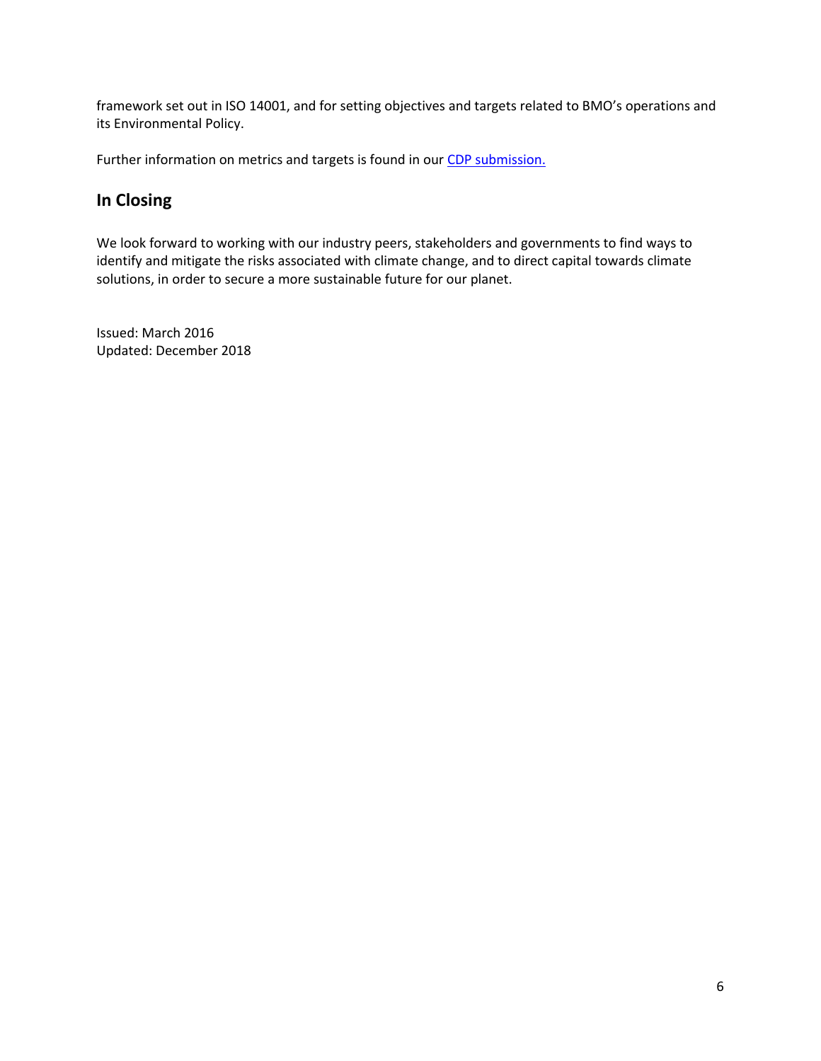framework set out in ISO 14001, and for setting objectives and targets related to BMO's operations and its Environmental Policy.

Further information on metrics and targets is found in our CDP submission.

## In Closing

We look forward to working with our industry peers, stakeholders and governments to find ways to identify and mitigate the risks associated with climate change, and to direct capital towards climate solutions, in order to secure a more sustainable future for our planet.

Issued: March 2016
Updated: December 2018